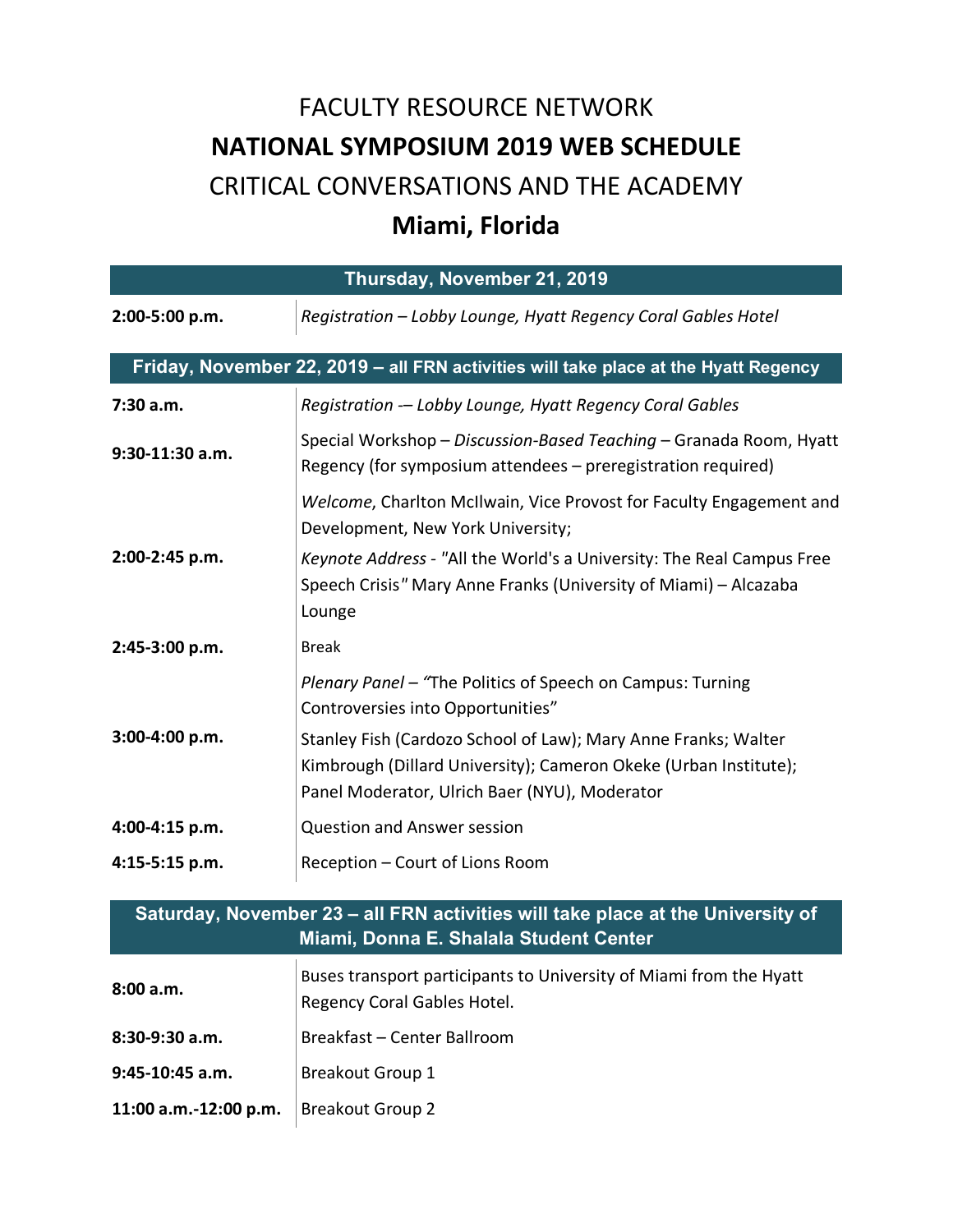# FACULTY RESOURCE NETWORK

# **NATIONAL SYMPOSIUM 2019 WEB SCHEDULE**

# CRITICAL CONVERSATIONS AND THE ACADEMY

# **Miami, Florida**

| **Thursday, November 21, 2019** | |
|---|---|
| **2:00-5:00 p.m.** | *Registration – Lobby Lounge, Hyatt Regency Coral Gables Hotel* |

| **Friday, November 22, 2019 – all FRN activities will take place at the Hyatt Regency** | |
|---|---|
| **7:30 a.m.** | *Registration -– Lobby Lounge, Hyatt Regency Coral Gables* |
| **9:30-11:30 a.m.** | Special Workshop – *Discussion-Based Teaching* – Granada Room, Hyatt Regency (for symposium attendees – preregistration required) |
| **2:00-2:45 p.m.** | *Welcome*, Charlton McIlwain, Vice Provost for Faculty Engagement and Development, New York University; *Keynote Address* - "All the World's a University: The Real Campus Free Speech Crisis" Mary Anne Franks (University of Miami) – Alcazaba Lounge |
| **2:45-3:00 p.m.** | Break |
| **3:00-4:00 p.m.** | *Plenary Panel – "*The Politics of Speech on Campus: Turning Controversies into Opportunities" Stanley Fish (Cardozo School of Law); Mary Anne Franks; Walter Kimbrough (Dillard University); Cameron Okeke (Urban Institute); Panel Moderator, Ulrich Baer (NYU), Moderator |
| **4:00-4:15 p.m.** | Question and Answer session |
| **4:15-5:15 p.m.** | Reception – Court of Lions Room |

| **Saturday, November 23 – all FRN activities will take place at the University of Miami, Donna E. Shalala Student Center** | |
|---|---|
| **8:00 a.m.** | Buses transport participants to University of Miami from the Hyatt Regency Coral Gables Hotel. |
| **8:30-9:30 a.m.** | Breakfast – Center Ballroom |
| **9:45-10:45 a.m.** | Breakout Group 1 |
| **11:00 a.m.-12:00 p.m.** | Breakout Group 2 |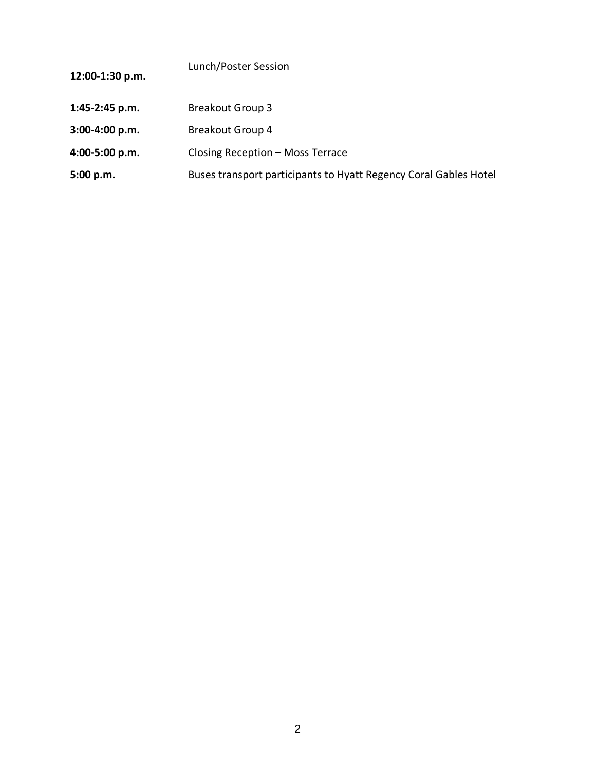| | |
|---|---|
| **12:00-1:30 p.m.** | Lunch/Poster Session |
| **1:45-2:45 p.m.** | Breakout Group 3 |
| **3:00-4:00 p.m.** | Breakout Group 4 |
| **4:00-5:00 p.m.** | Closing Reception – Moss Terrace |
| **5:00 p.m.** | Buses transport participants to Hyatt Regency Coral Gables Hotel |